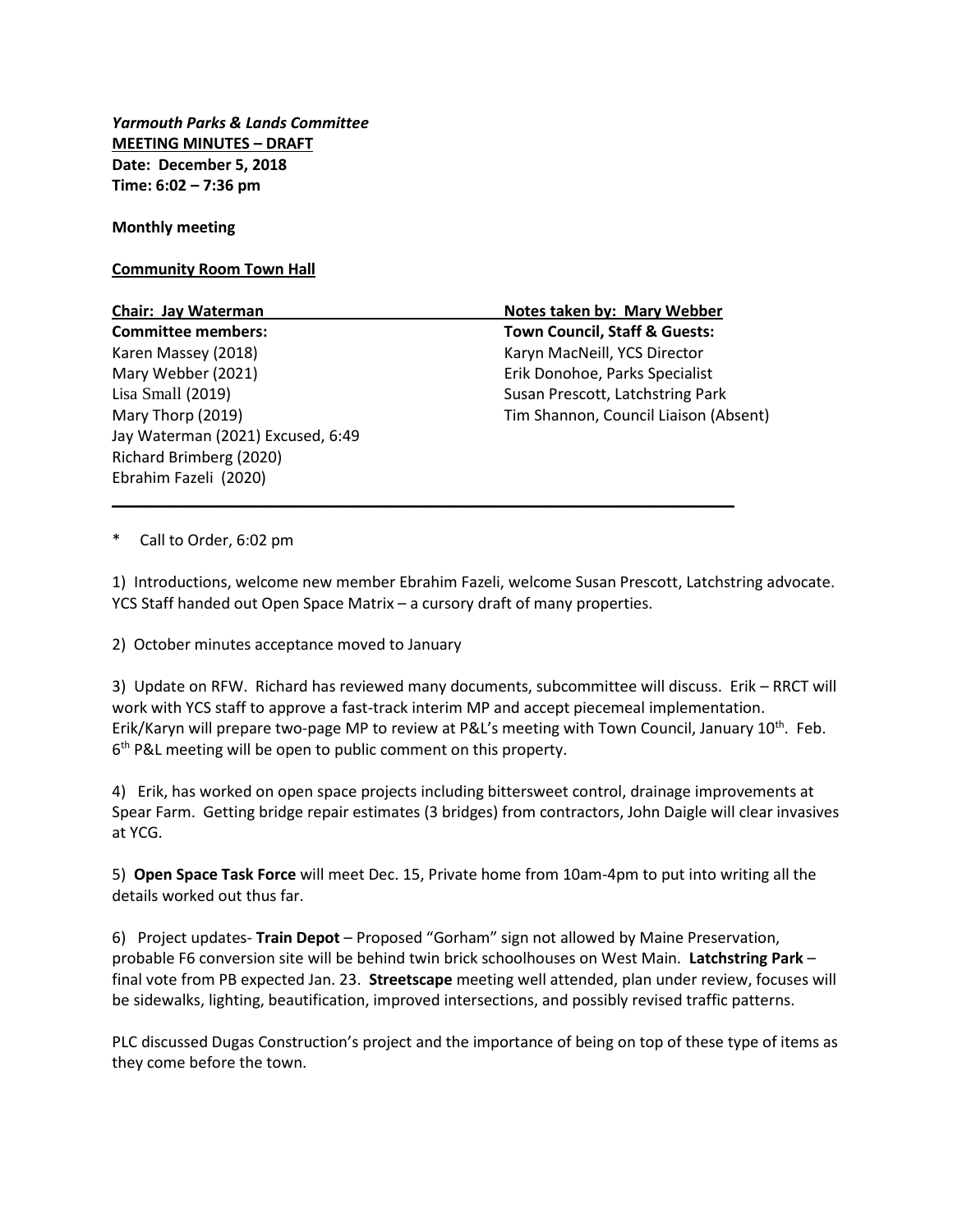***Yarmouth Parks & Lands Committee***
**MEETING MINUTES – DRAFT**
**Date: December 5, 2018**
**Time: 6:02 – 7:36 pm**

**Monthly meeting**

**Community Room Town Hall**

| **Chair: Jay Waterman** | **Notes taken by: Mary Webber** |
|---|---|
| **Committee members:** | **Town Council, Staff & Guests:** |
| Karen Massey (2018) | Karyn MacNeill, YCS Director |
| Mary Webber (2021) | Erik Donohoe, Parks Specialist |
| Lisa Small (2019) | Susan Prescott, Latchstring Park |
| Mary Thorp (2019) | Tim Shannon, Council Liaison (Absent) |
| Jay Waterman (2021) Excused, 6:49 | |
| Richard Brimberg (2020) | |
| Ebrahim Fazeli (2020) | |

---

\* Call to Order, 6:02 pm

1) Introductions, welcome new member Ebrahim Fazeli, welcome Susan Prescott, Latchstring advocate. YCS Staff handed out Open Space Matrix – a cursory draft of many properties.

2) October minutes acceptance moved to January

3) Update on RFW. Richard has reviewed many documents, subcommittee will discuss. Erik – RRCT will work with YCS staff to approve a fast-track interim MP and accept piecemeal implementation. Erik/Karyn will prepare two-page MP to review at P&L's meeting with Town Council, January 10th. Feb. 6th P&L meeting will be open to public comment on this property.

4) Erik, has worked on open space projects including bittersweet control, drainage improvements at Spear Farm. Getting bridge repair estimates (3 bridges) from contractors, John Daigle will clear invasives at YCG.

5) **Open Space Task Force** will meet Dec. 15, Private home from 10am-4pm to put into writing all the details worked out thus far.

6) Project updates- **Train Depot** – Proposed "Gorham" sign not allowed by Maine Preservation, probable F6 conversion site will be behind twin brick schoolhouses on West Main. **Latchstring Park** – final vote from PB expected Jan. 23. **Streetscape** meeting well attended, plan under review, focuses will be sidewalks, lighting, beautification, improved intersections, and possibly revised traffic patterns.

PLC discussed Dugas Construction's project and the importance of being on top of these type of items as they come before the town.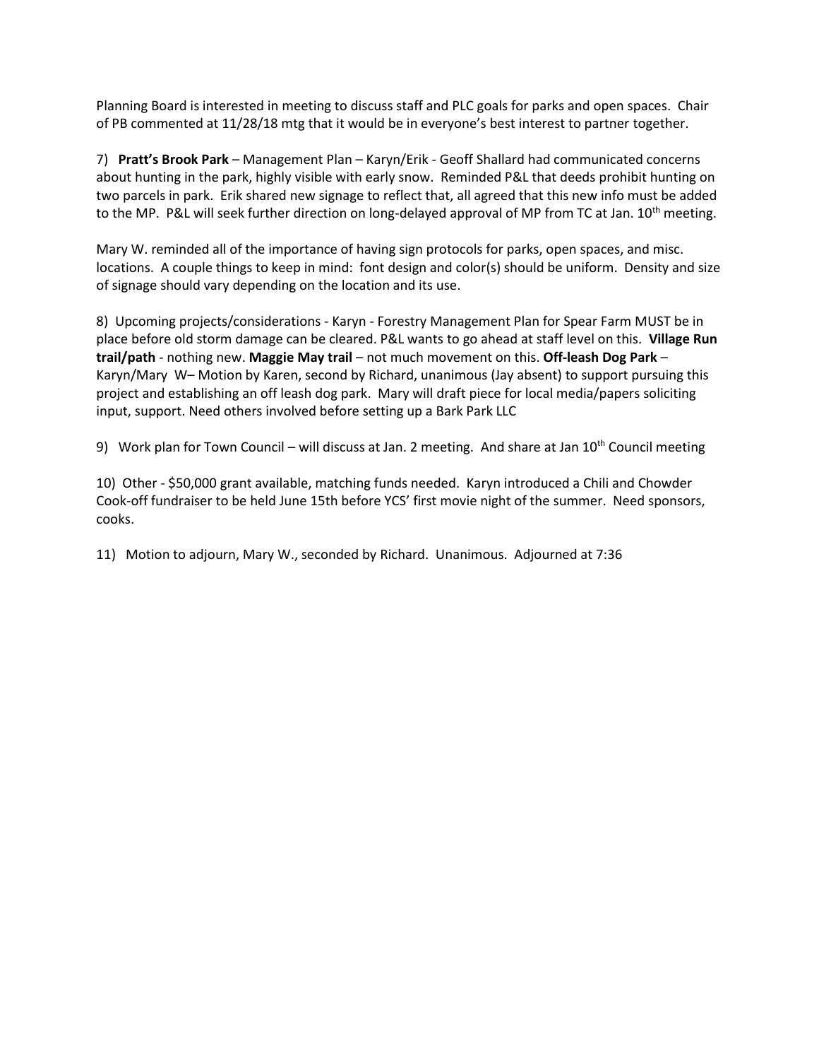Planning Board is interested in meeting to discuss staff and PLC goals for parks and open spaces. Chair of PB commented at 11/28/18 mtg that it would be in everyone's best interest to partner together.

7) **Pratt's Brook Park** – Management Plan – Karyn/Erik - Geoff Shallard had communicated concerns about hunting in the park, highly visible with early snow. Reminded P&L that deeds prohibit hunting on two parcels in park. Erik shared new signage to reflect that, all agreed that this new info must be added to the MP. P&L will seek further direction on long-delayed approval of MP from TC at Jan. 10th meeting.

Mary W. reminded all of the importance of having sign protocols for parks, open spaces, and misc. locations. A couple things to keep in mind: font design and color(s) should be uniform. Density and size of signage should vary depending on the location and its use.

8) Upcoming projects/considerations - Karyn - Forestry Management Plan for Spear Farm MUST be in place before old storm damage can be cleared. P&L wants to go ahead at staff level on this. **Village Run trail/path** - nothing new. **Maggie May trail** – not much movement on this. **Off-leash Dog Park** – Karyn/Mary W– Motion by Karen, second by Richard, unanimous (Jay absent) to support pursuing this project and establishing an off leash dog park. Mary will draft piece for local media/papers soliciting input, support. Need others involved before setting up a Bark Park LLC

9) Work plan for Town Council – will discuss at Jan. 2 meeting. And share at Jan 10th Council meeting

10) Other - $50,000 grant available, matching funds needed. Karyn introduced a Chili and Chowder Cook-off fundraiser to be held June 15th before YCS' first movie night of the summer. Need sponsors, cooks.

11) Motion to adjourn, Mary W., seconded by Richard. Unanimous. Adjourned at 7:36